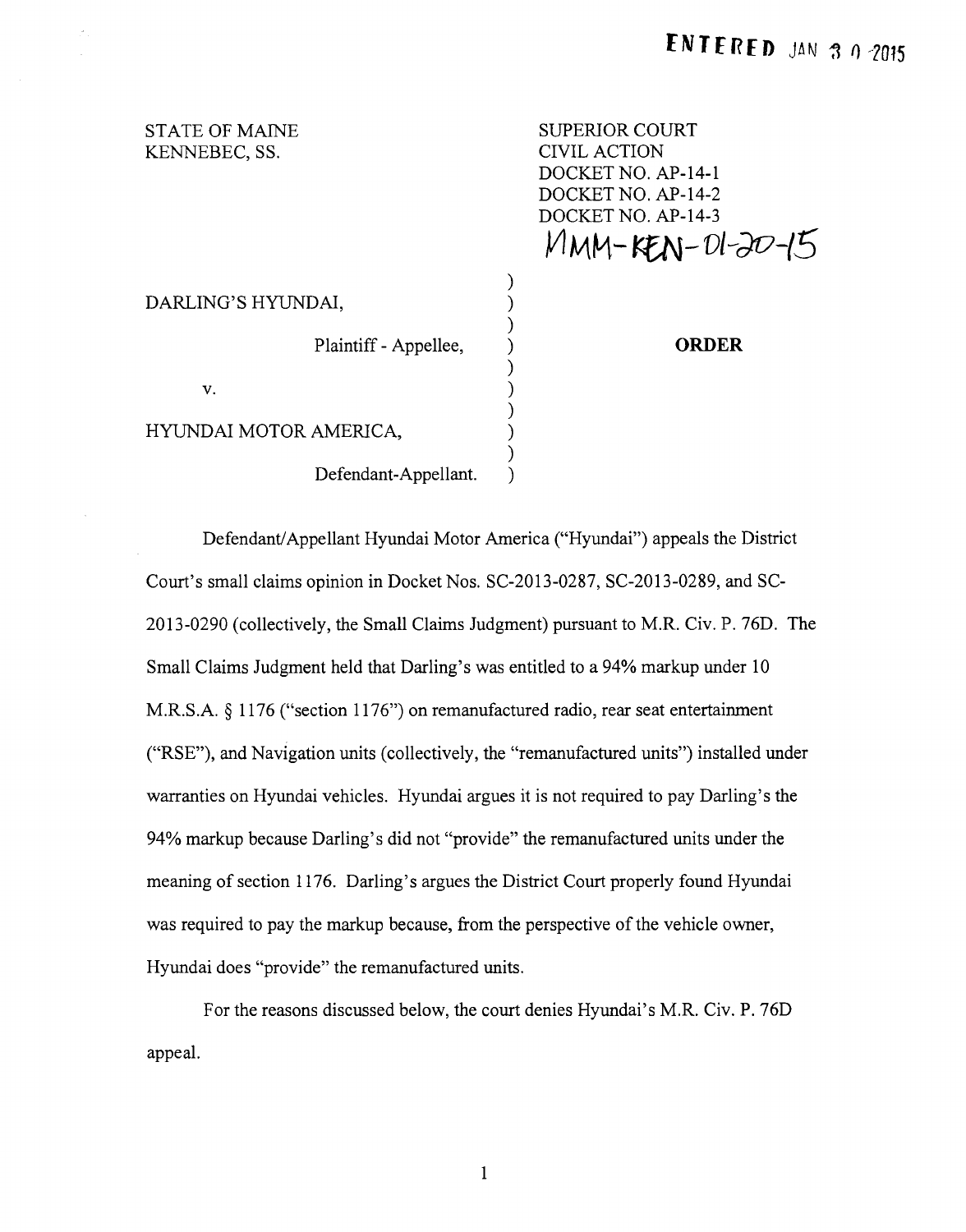**ENTERED** JAN 30 2015

STATE OF MAINE
KENNEBEC, SS.

SUPERIOR COURT
CIVIL ACTION
DOCKET NO. AP-14-1
DOCKET NO. AP-14-2
DOCKET NO. AP-14-3
MMM-KEN-01-20-15

DARLING'S HYUNDAI,

Plaintiff - Appellee,

v.

HYUNDAI MOTOR AMERICA,

Defendant-Appellant.

**ORDER**

Defendant/Appellant Hyundai Motor America ("Hyundai") appeals the District Court's small claims opinion in Docket Nos. SC-2013-0287, SC-2013-0289, and SC-2013-0290 (collectively, the Small Claims Judgment) pursuant to M.R. Civ. P. 76D. The Small Claims Judgment held that Darling's was entitled to a 94% markup under 10 M.R.S.A. § 1176 ("section 1176") on remanufactured radio, rear seat entertainment ("RSE"), and Navigation units (collectively, the "remanufactured units") installed under warranties on Hyundai vehicles. Hyundai argues it is not required to pay Darling's the 94% markup because Darling's did not "provide" the remanufactured units under the meaning of section 1176. Darling's argues the District Court properly found Hyundai was required to pay the markup because, from the perspective of the vehicle owner, Hyundai does "provide" the remanufactured units.

For the reasons discussed below, the court denies Hyundai's M.R. Civ. P. 76D appeal.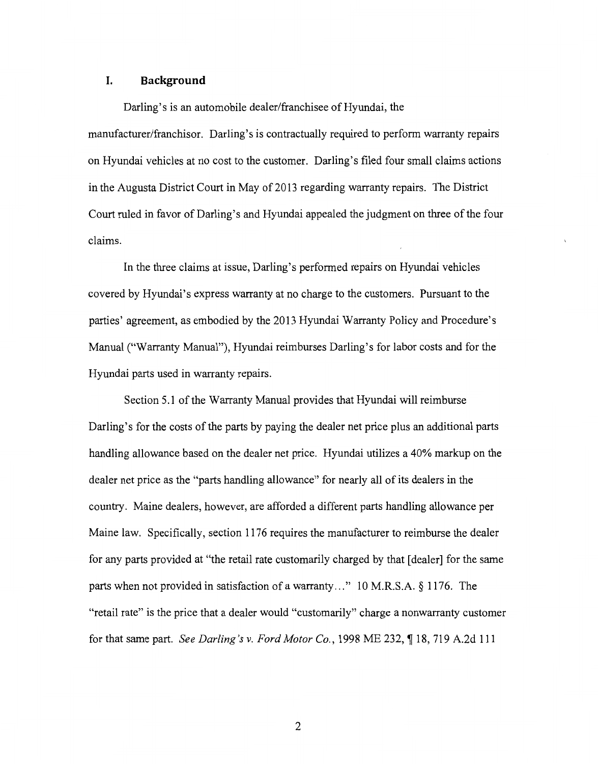## I. Background

Darling's is an automobile dealer/franchisee of Hyundai, the manufacturer/franchisor. Darling's is contractually required to perform warranty repairs on Hyundai vehicles at no cost to the customer. Darling's filed four small claims actions in the Augusta District Court in May of 2013 regarding warranty repairs. The District Court ruled in favor of Darling's and Hyundai appealed the judgment on three of the four claims.

In the three claims at issue, Darling's performed repairs on Hyundai vehicles covered by Hyundai's express warranty at no charge to the customers. Pursuant to the parties' agreement, as embodied by the 2013 Hyundai Warranty Policy and Procedure's Manual ("Warranty Manual"), Hyundai reimburses Darling's for labor costs and for the Hyundai parts used in warranty repairs.

Section 5.1 of the Warranty Manual provides that Hyundai will reimburse Darling's for the costs of the parts by paying the dealer net price plus an additional parts handling allowance based on the dealer net price. Hyundai utilizes a 40% markup on the dealer net price as the "parts handling allowance" for nearly all of its dealers in the country. Maine dealers, however, are afforded a different parts handling allowance per Maine law. Specifically, section 1176 requires the manufacturer to reimburse the dealer for any parts provided at "the retail rate customarily charged by that [dealer] for the same parts when not provided in satisfaction of a warranty…" 10 M.R.S.A. § 1176. The "retail rate" is the price that a dealer would "customarily" charge a nonwarranty customer for that same part. *See Darling's v. Ford Motor Co.*, 1998 ME 232, ¶ 18, 719 A.2d 111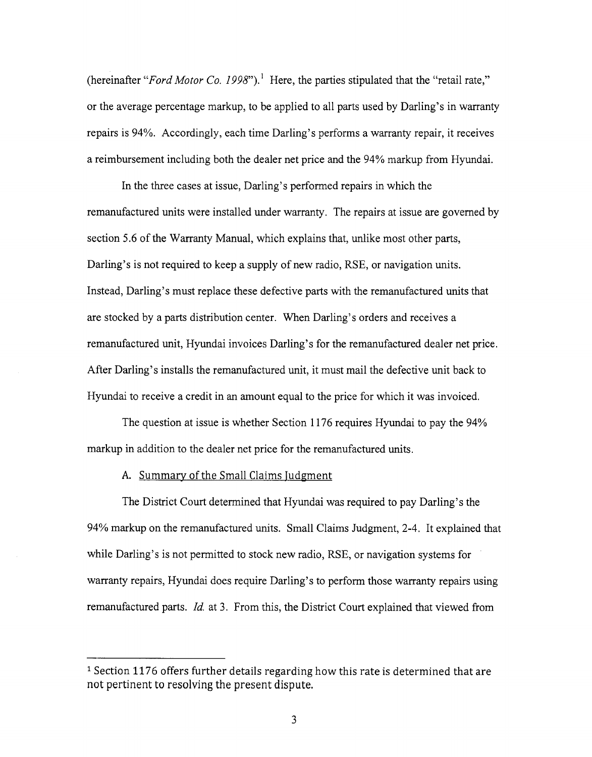(hereinafter "*Ford Motor Co. 1998*").[1] Here, the parties stipulated that the "retail rate," or the average percentage markup, to be applied to all parts used by Darling's in warranty repairs is 94%. Accordingly, each time Darling's performs a warranty repair, it receives a reimbursement including both the dealer net price and the 94% markup from Hyundai.

In the three cases at issue, Darling's performed repairs in which the remanufactured units were installed under warranty. The repairs at issue are governed by section 5.6 of the Warranty Manual, which explains that, unlike most other parts, Darling's is not required to keep a supply of new radio, RSE, or navigation units. Instead, Darling's must replace these defective parts with the remanufactured units that are stocked by a parts distribution center. When Darling's orders and receives a remanufactured unit, Hyundai invoices Darling's for the remanufactured dealer net price. After Darling's installs the remanufactured unit, it must mail the defective unit back to Hyundai to receive a credit in an amount equal to the price for which it was invoiced.

The question at issue is whether Section 1176 requires Hyundai to pay the 94% markup in addition to the dealer net price for the remanufactured units.

### A. Summary of the Small Claims Judgment

The District Court determined that Hyundai was required to pay Darling's the 94% markup on the remanufactured units. Small Claims Judgment, 2-4. It explained that while Darling's is not permitted to stock new radio, RSE, or navigation systems for warranty repairs, Hyundai does require Darling's to perform those warranty repairs using remanufactured parts. *Id.* at 3. From this, the District Court explained that viewed from

---

[1] Section 1176 offers further details regarding how this rate is determined that are not pertinent to resolving the present dispute.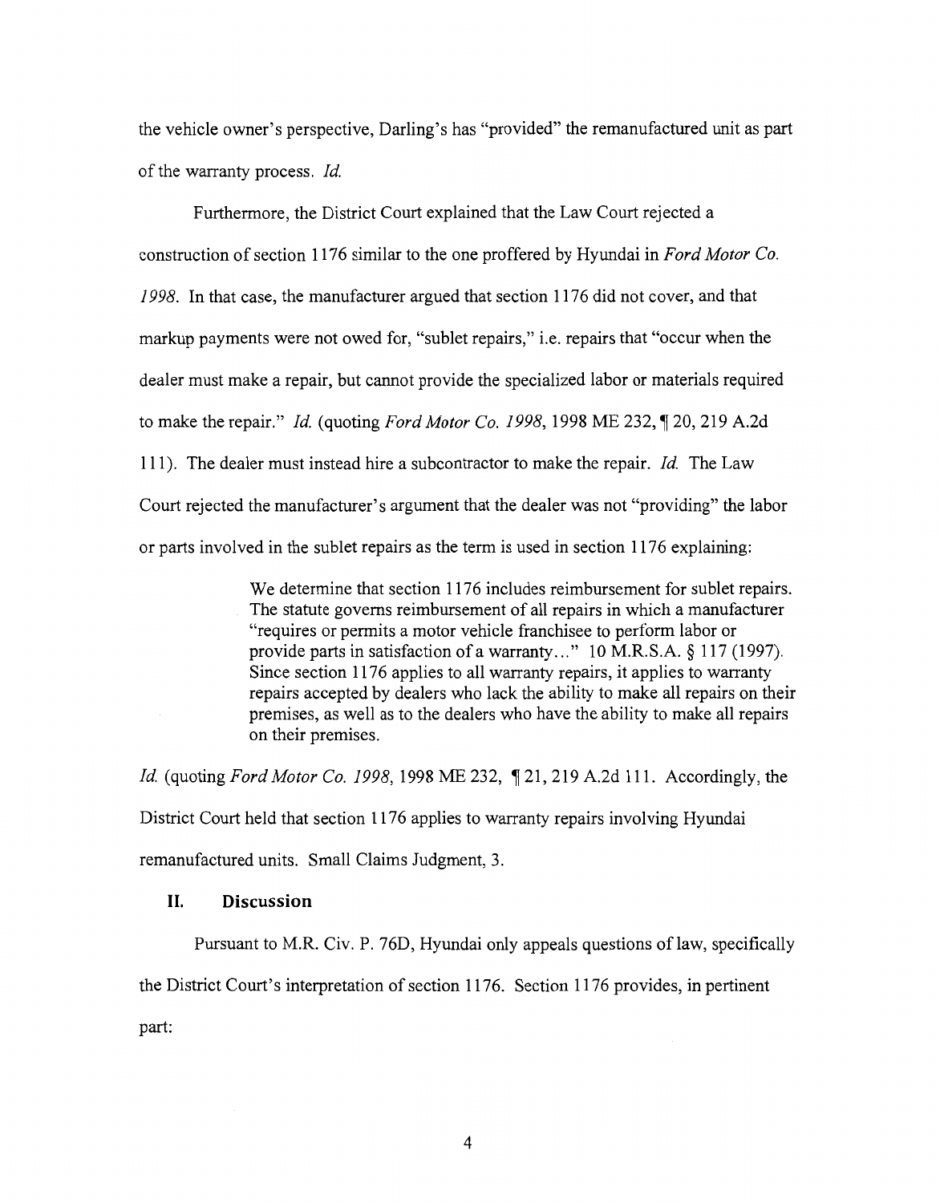the vehicle owner's perspective, Darling's has "provided" the remanufactured unit as part of the warranty process. *Id.*

Furthermore, the District Court explained that the Law Court rejected a construction of section 1176 similar to the one proffered by Hyundai in *Ford Motor Co. 1998*. In that case, the manufacturer argued that section 1176 did not cover, and that markup payments were not owed for, "sublet repairs," i.e. repairs that "occur when the dealer must make a repair, but cannot provide the specialized labor or materials required to make the repair." *Id.* (quoting *Ford Motor Co. 1998*, 1998 ME 232, ¶ 20, 219 A.2d 111). The dealer must instead hire a subcontractor to make the repair. *Id.* The Law Court rejected the manufacturer's argument that the dealer was not "providing" the labor or parts involved in the sublet repairs as the term is used in section 1176 explaining:

> We determine that section 1176 includes reimbursement for sublet repairs. The statute governs reimbursement of all repairs in which a manufacturer "requires or permits a motor vehicle franchisee to perform labor or provide parts in satisfaction of a warranty…" 10 M.R.S.A. § 117 (1997). Since section 1176 applies to all warranty repairs, it applies to warranty repairs accepted by dealers who lack the ability to make all repairs on their premises, as well as to the dealers who have the ability to make all repairs on their premises.

*Id.* (quoting *Ford Motor Co. 1998*, 1998 ME 232, ¶ 21, 219 A.2d 111. Accordingly, the District Court held that section 1176 applies to warranty repairs involving Hyundai remanufactured units. Small Claims Judgment, 3.

## II. Discussion

Pursuant to M.R. Civ. P. 76D, Hyundai only appeals questions of law, specifically the District Court's interpretation of section 1176. Section 1176 provides, in pertinent part: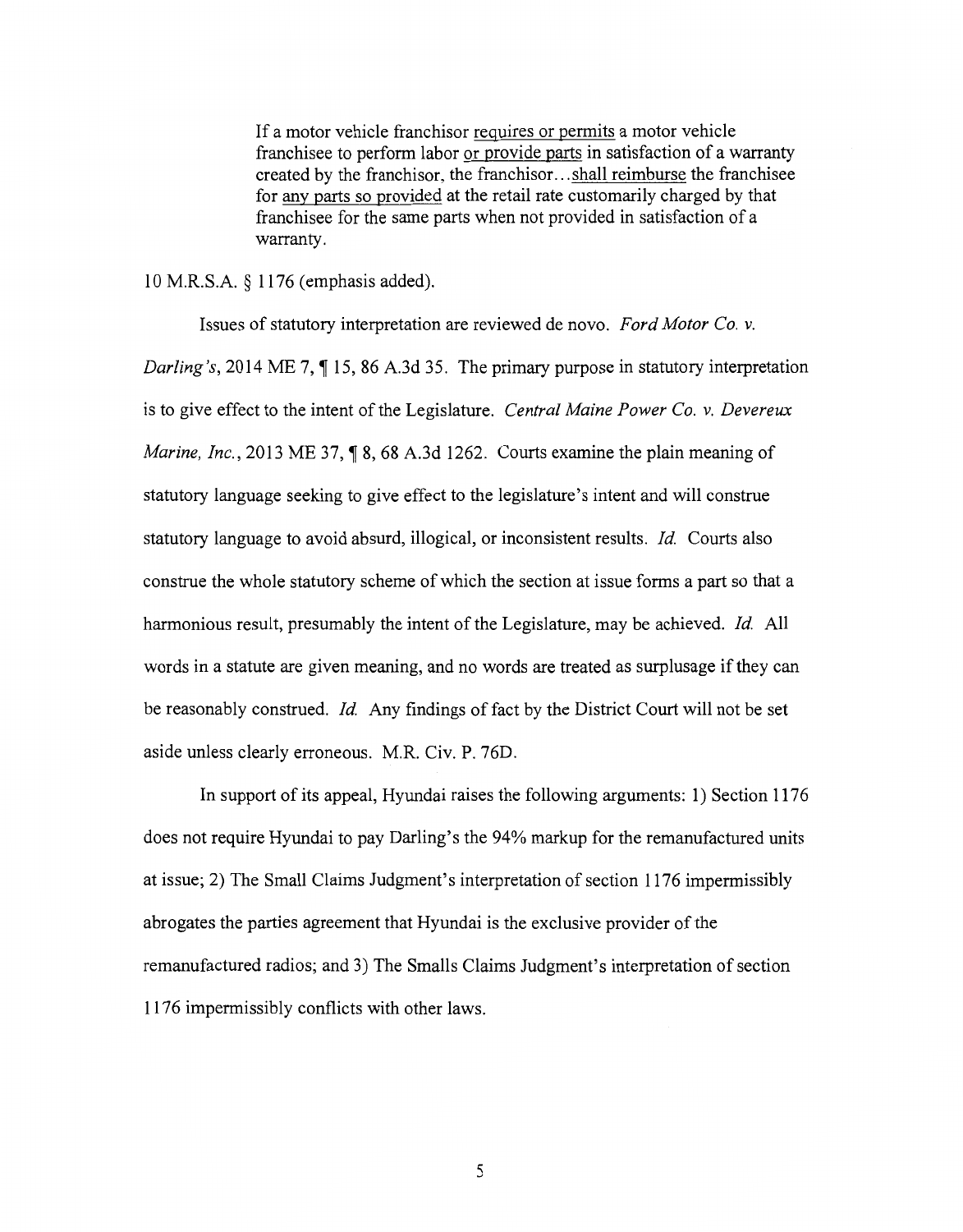> If a motor vehicle franchisor <u>requires or permits</u> a motor vehicle franchisee to perform labor <u>or provide parts</u> in satisfaction of a warranty created by the franchisor, the franchisor...<u>shall reimburse</u> the franchisee for <u>any parts so provided</u> at the retail rate customarily charged by that franchisee for the same parts when not provided in satisfaction of a warranty.

10 M.R.S.A. § 1176 (emphasis added).

Issues of statutory interpretation are reviewed de novo. *Ford Motor Co. v. Darling's*, 2014 ME 7, ¶ 15, 86 A.3d 35. The primary purpose in statutory interpretation is to give effect to the intent of the Legislature. *Central Maine Power Co. v. Devereux Marine, Inc.*, 2013 ME 37, ¶ 8, 68 A.3d 1262. Courts examine the plain meaning of statutory language seeking to give effect to the legislature's intent and will construe statutory language to avoid absurd, illogical, or inconsistent results. *Id.* Courts also construe the whole statutory scheme of which the section at issue forms a part so that a harmonious result, presumably the intent of the Legislature, may be achieved. *Id.* All words in a statute are given meaning, and no words are treated as surplusage if they can be reasonably construed. *Id.* Any findings of fact by the District Court will not be set aside unless clearly erroneous. M.R. Civ. P. 76D.

In support of its appeal, Hyundai raises the following arguments: 1) Section 1176 does not require Hyundai to pay Darling's the 94% markup for the remanufactured units at issue; 2) The Small Claims Judgment's interpretation of section 1176 impermissibly abrogates the parties agreement that Hyundai is the exclusive provider of the remanufactured radios; and 3) The Smalls Claims Judgment's interpretation of section 1176 impermissibly conflicts with other laws.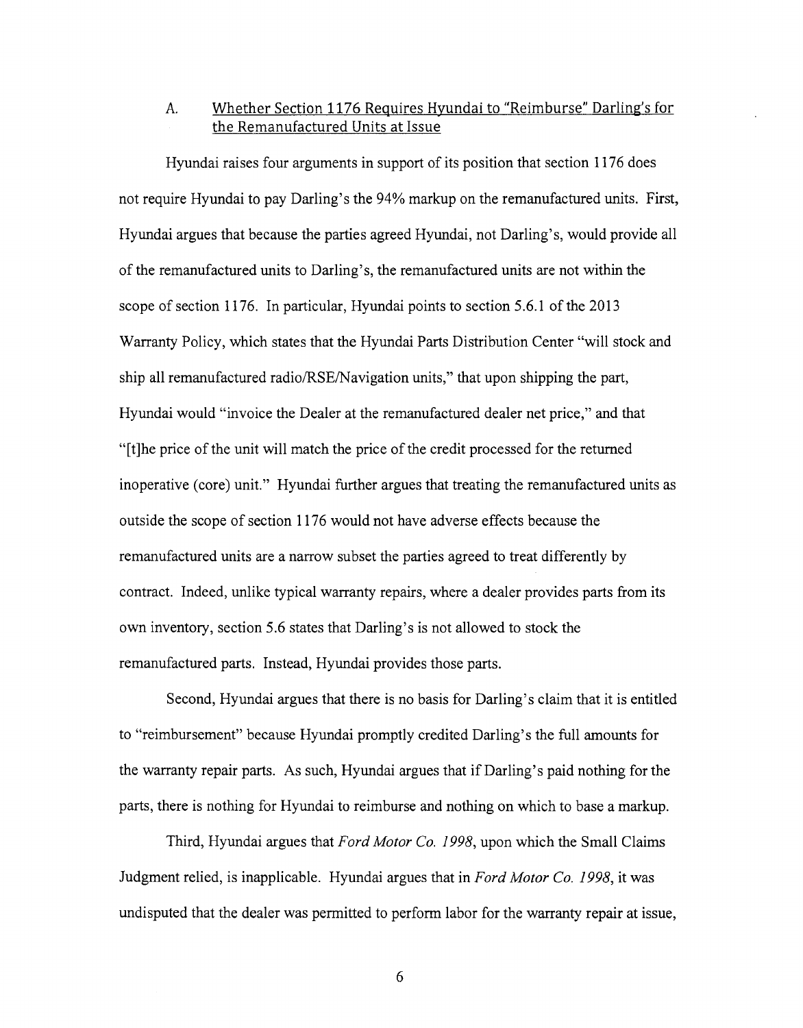### A. Whether Section 1176 Requires Hyundai to "Reimburse" Darling's for the Remanufactured Units at Issue

Hyundai raises four arguments in support of its position that section 1176 does not require Hyundai to pay Darling's the 94% markup on the remanufactured units. First, Hyundai argues that because the parties agreed Hyundai, not Darling's, would provide all of the remanufactured units to Darling's, the remanufactured units are not within the scope of section 1176. In particular, Hyundai points to section 5.6.1 of the 2013 Warranty Policy, which states that the Hyundai Parts Distribution Center "will stock and ship all remanufactured radio/RSE/Navigation units," that upon shipping the part, Hyundai would "invoice the Dealer at the remanufactured dealer net price," and that "[t]he price of the unit will match the price of the credit processed for the returned inoperative (core) unit." Hyundai further argues that treating the remanufactured units as outside the scope of section 1176 would not have adverse effects because the remanufactured units are a narrow subset the parties agreed to treat differently by contract. Indeed, unlike typical warranty repairs, where a dealer provides parts from its own inventory, section 5.6 states that Darling's is not allowed to stock the remanufactured parts. Instead, Hyundai provides those parts.

Second, Hyundai argues that there is no basis for Darling's claim that it is entitled to "reimbursement" because Hyundai promptly credited Darling's the full amounts for the warranty repair parts. As such, Hyundai argues that if Darling's paid nothing for the parts, there is nothing for Hyundai to reimburse and nothing on which to base a markup.

Third, Hyundai argues that *Ford Motor Co. 1998*, upon which the Small Claims Judgment relied, is inapplicable. Hyundai argues that in *Ford Motor Co. 1998*, it was undisputed that the dealer was permitted to perform labor for the warranty repair at issue,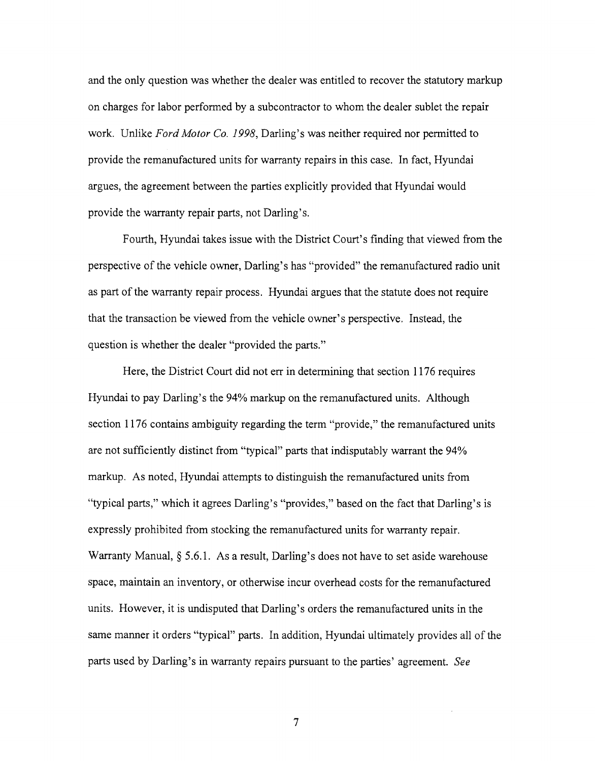and the only question was whether the dealer was entitled to recover the statutory markup on charges for labor performed by a subcontractor to whom the dealer sublet the repair work. Unlike *Ford Motor Co. 1998*, Darling's was neither required nor permitted to provide the remanufactured units for warranty repairs in this case. In fact, Hyundai argues, the agreement between the parties explicitly provided that Hyundai would provide the warranty repair parts, not Darling's.

Fourth, Hyundai takes issue with the District Court's finding that viewed from the perspective of the vehicle owner, Darling's has "provided" the remanufactured radio unit as part of the warranty repair process. Hyundai argues that the statute does not require that the transaction be viewed from the vehicle owner's perspective. Instead, the question is whether the dealer "provided the parts."

Here, the District Court did not err in determining that section 1176 requires Hyundai to pay Darling's the 94% markup on the remanufactured units. Although section 1176 contains ambiguity regarding the term "provide," the remanufactured units are not sufficiently distinct from "typical" parts that indisputably warrant the 94% markup. As noted, Hyundai attempts to distinguish the remanufactured units from "typical parts," which it agrees Darling's "provides," based on the fact that Darling's is expressly prohibited from stocking the remanufactured units for warranty repair. Warranty Manual, § 5.6.1. As a result, Darling's does not have to set aside warehouse space, maintain an inventory, or otherwise incur overhead costs for the remanufactured units. However, it is undisputed that Darling's orders the remanufactured units in the same manner it orders "typical" parts. In addition, Hyundai ultimately provides all of the parts used by Darling's in warranty repairs pursuant to the parties' agreement. *See*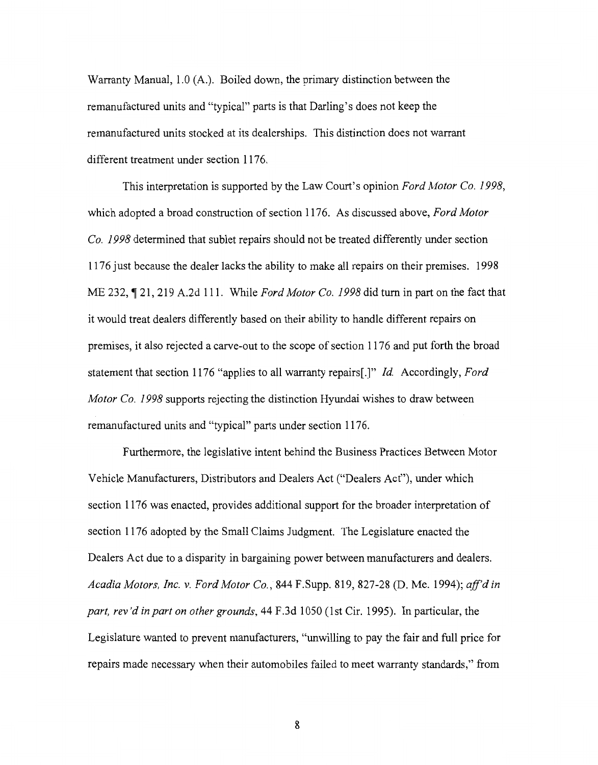Warranty Manual, 1.0 (A.). Boiled down, the primary distinction between the remanufactured units and "typical" parts is that Darling's does not keep the remanufactured units stocked at its dealerships. This distinction does not warrant different treatment under section 1176.

This interpretation is supported by the Law Court's opinion *Ford Motor Co. 1998*, which adopted a broad construction of section 1176. As discussed above, *Ford Motor Co. 1998* determined that sublet repairs should not be treated differently under section 1176 just because the dealer lacks the ability to make all repairs on their premises. 1998 ME 232, ¶ 21, 219 A.2d 111. While *Ford Motor Co. 1998* did turn in part on the fact that it would treat dealers differently based on their ability to handle different repairs on premises, it also rejected a carve-out to the scope of section 1176 and put forth the broad statement that section 1176 "applies to all warranty repairs[.]" *Id.* Accordingly, *Ford Motor Co. 1998* supports rejecting the distinction Hyundai wishes to draw between remanufactured units and "typical" parts under section 1176.

Furthermore, the legislative intent behind the Business Practices Between Motor Vehicle Manufacturers, Distributors and Dealers Act ("Dealers Act"), under which section 1176 was enacted, provides additional support for the broader interpretation of section 1176 adopted by the Small Claims Judgment. The Legislature enacted the Dealers Act due to a disparity in bargaining power between manufacturers and dealers. *Acadia Motors, Inc. v. Ford Motor Co.*, 844 F.Supp. 819, 827-28 (D. Me. 1994); *aff'd in part, rev'd in part on other grounds*, 44 F.3d 1050 (1st Cir. 1995). In particular, the Legislature wanted to prevent manufacturers, "unwilling to pay the fair and full price for repairs made necessary when their automobiles failed to meet warranty standards," from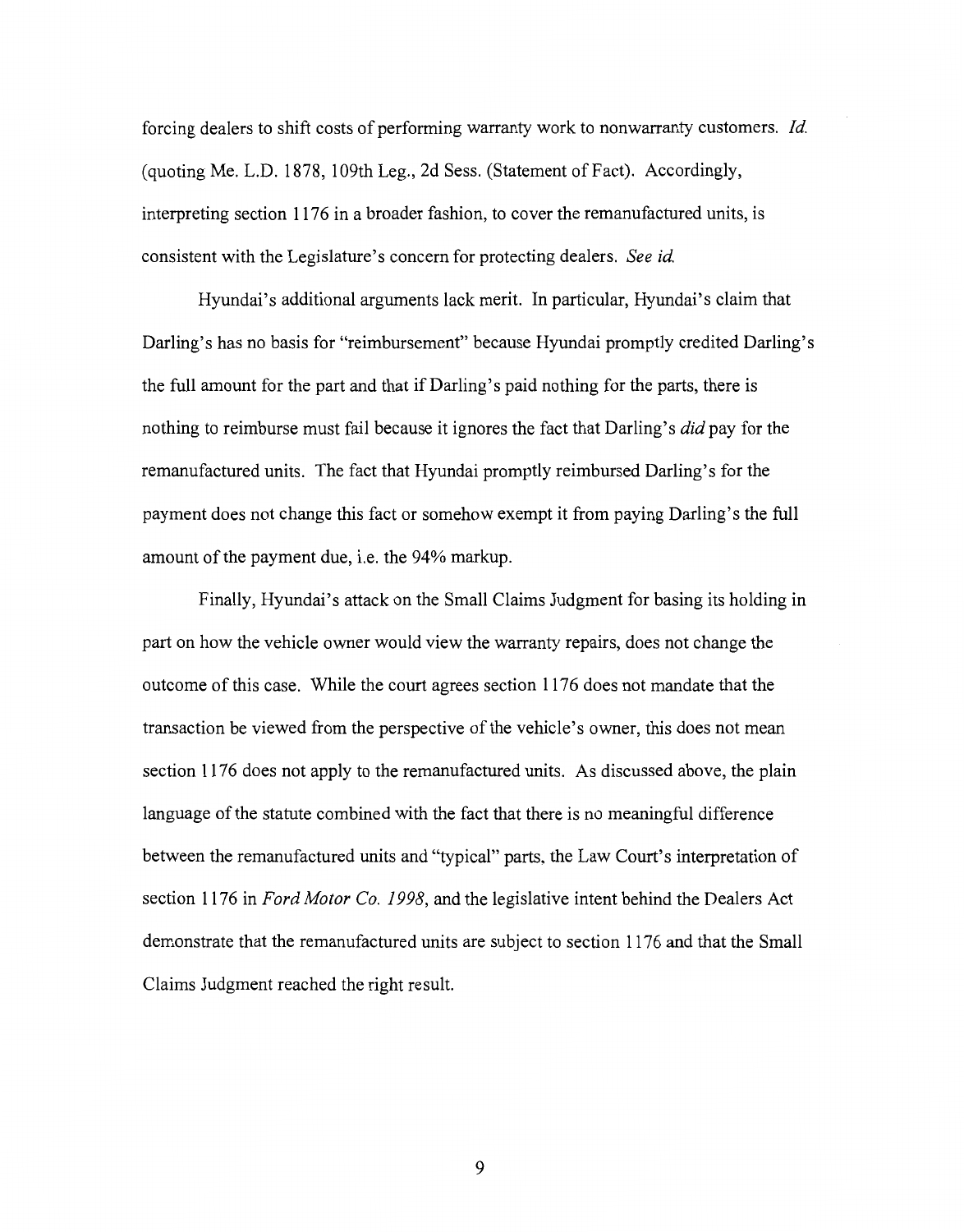forcing dealers to shift costs of performing warranty work to nonwarranty customers. *Id.* (quoting Me. L.D. 1878, 109th Leg., 2d Sess. (Statement of Fact). Accordingly, interpreting section 1176 in a broader fashion, to cover the remanufactured units, is consistent with the Legislature's concern for protecting dealers. *See id.*

Hyundai's additional arguments lack merit. In particular, Hyundai's claim that Darling's has no basis for "reimbursement" because Hyundai promptly credited Darling's the full amount for the part and that if Darling's paid nothing for the parts, there is nothing to reimburse must fail because it ignores the fact that Darling's *did* pay for the remanufactured units. The fact that Hyundai promptly reimbursed Darling's for the payment does not change this fact or somehow exempt it from paying Darling's the full amount of the payment due, i.e. the 94% markup.

Finally, Hyundai's attack on the Small Claims Judgment for basing its holding in part on how the vehicle owner would view the warranty repairs, does not change the outcome of this case. While the court agrees section 1176 does not mandate that the transaction be viewed from the perspective of the vehicle's owner, this does not mean section 1176 does not apply to the remanufactured units. As discussed above, the plain language of the statute combined with the fact that there is no meaningful difference between the remanufactured units and "typical" parts, the Law Court's interpretation of section 1176 in *Ford Motor Co. 1998*, and the legislative intent behind the Dealers Act demonstrate that the remanufactured units are subject to section 1176 and that the Small Claims Judgment reached the right result.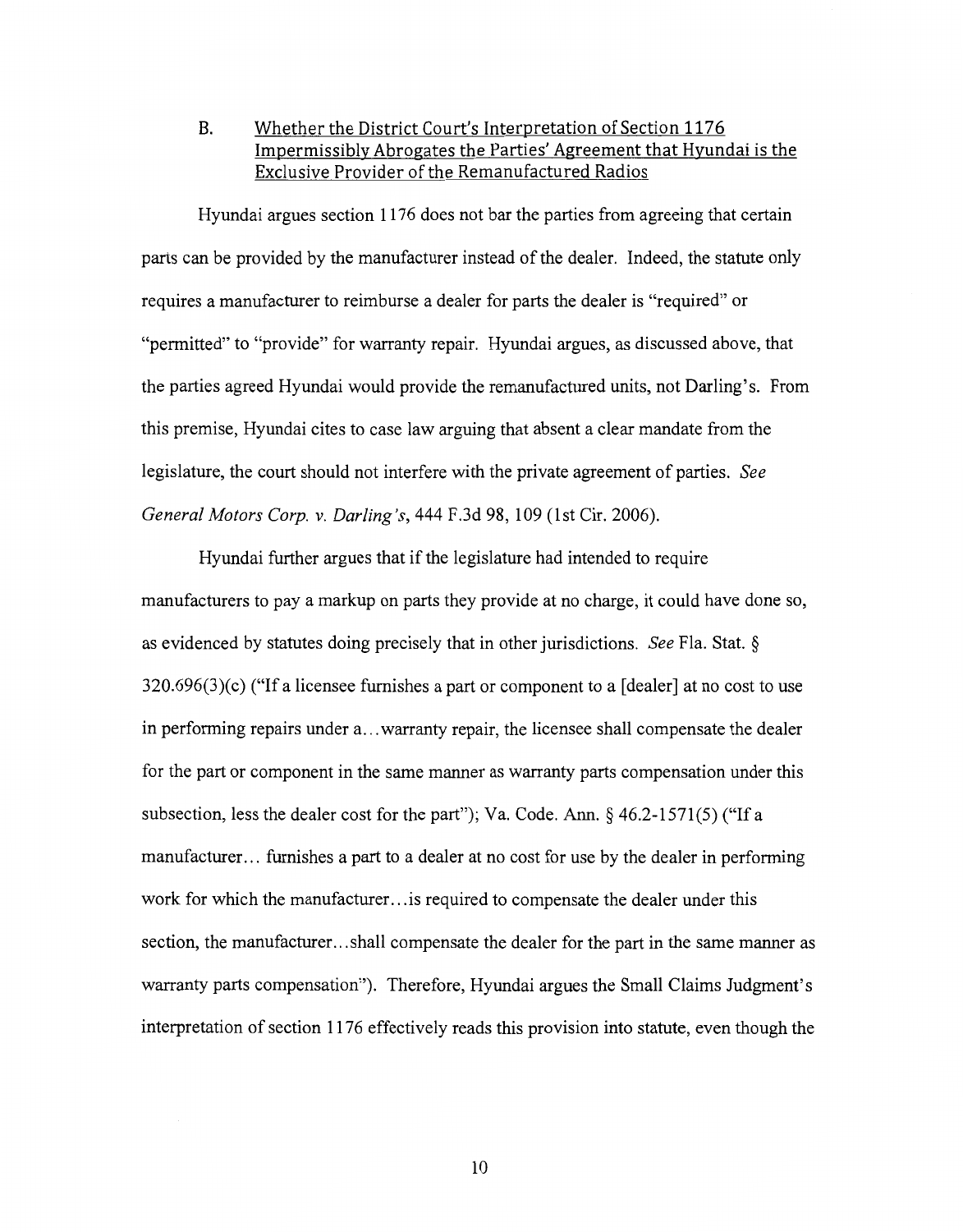### B. <u>Whether the District Court's Interpretation of Section 1176 Impermissibly Abrogates the Parties' Agreement that Hyundai is the Exclusive Provider of the Remanufactured Radios</u>

Hyundai argues section 1176 does not bar the parties from agreeing that certain parts can be provided by the manufacturer instead of the dealer. Indeed, the statute only requires a manufacturer to reimburse a dealer for parts the dealer is "required" or "permitted" to "provide" for warranty repair. Hyundai argues, as discussed above, that the parties agreed Hyundai would provide the remanufactured units, not Darling's. From this premise, Hyundai cites to case law arguing that absent a clear mandate from the legislature, the court should not interfere with the private agreement of parties. *See General Motors Corp. v. Darling's*, 444 F.3d 98, 109 (1st Cir. 2006).

Hyundai further argues that if the legislature had intended to require manufacturers to pay a markup on parts they provide at no charge, it could have done so, as evidenced by statutes doing precisely that in other jurisdictions. *See* Fla. Stat. § 320.696(3)(c) ("If a licensee furnishes a part or component to a [dealer] at no cost to use in performing repairs under a...warranty repair, the licensee shall compensate the dealer for the part or component in the same manner as warranty parts compensation under this subsection, less the dealer cost for the part"); Va. Code. Ann. § 46.2-1571(5) ("If a manufacturer... furnishes a part to a dealer at no cost for use by the dealer in performing work for which the manufacturer...is required to compensate the dealer under this section, the manufacturer...shall compensate the dealer for the part in the same manner as warranty parts compensation"). Therefore, Hyundai argues the Small Claims Judgment's interpretation of section 1176 effectively reads this provision into statute, even though the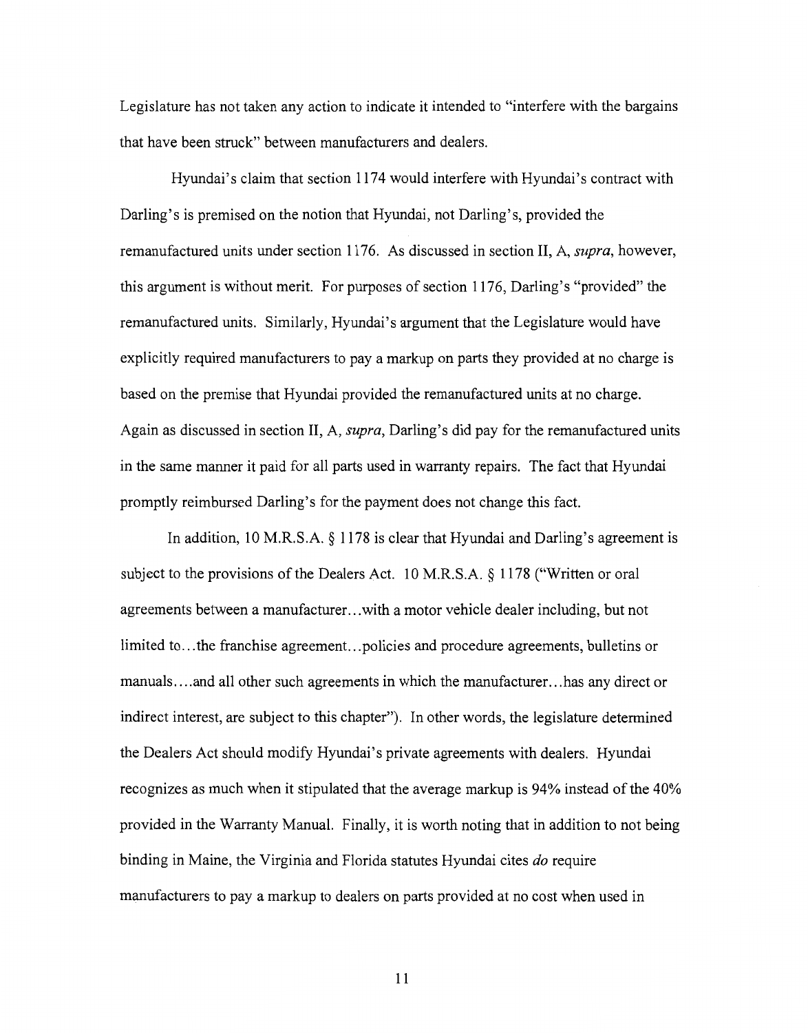Legislature has not taken any action to indicate it intended to "interfere with the bargains that have been struck" between manufacturers and dealers.

Hyundai's claim that section 1174 would interfere with Hyundai's contract with Darling's is premised on the notion that Hyundai, not Darling's, provided the remanufactured units under section 1176. As discussed in section II, A, *supra*, however, this argument is without merit. For purposes of section 1176, Darling's "provided" the remanufactured units. Similarly, Hyundai's argument that the Legislature would have explicitly required manufacturers to pay a markup on parts they provided at no charge is based on the premise that Hyundai provided the remanufactured units at no charge. Again as discussed in section II, A, *supra*, Darling's did pay for the remanufactured units in the same manner it paid for all parts used in warranty repairs. The fact that Hyundai promptly reimbursed Darling's for the payment does not change this fact.

In addition, 10 M.R.S.A. § 1178 is clear that Hyundai and Darling's agreement is subject to the provisions of the Dealers Act. 10 M.R.S.A. § 1178 ("Written or oral agreements between a manufacturer...with a motor vehicle dealer including, but not limited to...the franchise agreement...policies and procedure agreements, bulletins or manuals....and all other such agreements in which the manufacturer...has any direct or indirect interest, are subject to this chapter"). In other words, the legislature determined the Dealers Act should modify Hyundai's private agreements with dealers. Hyundai recognizes as much when it stipulated that the average markup is 94% instead of the 40% provided in the Warranty Manual. Finally, it is worth noting that in addition to not being binding in Maine, the Virginia and Florida statutes Hyundai cites *do* require manufacturers to pay a markup to dealers on parts provided at no cost when used in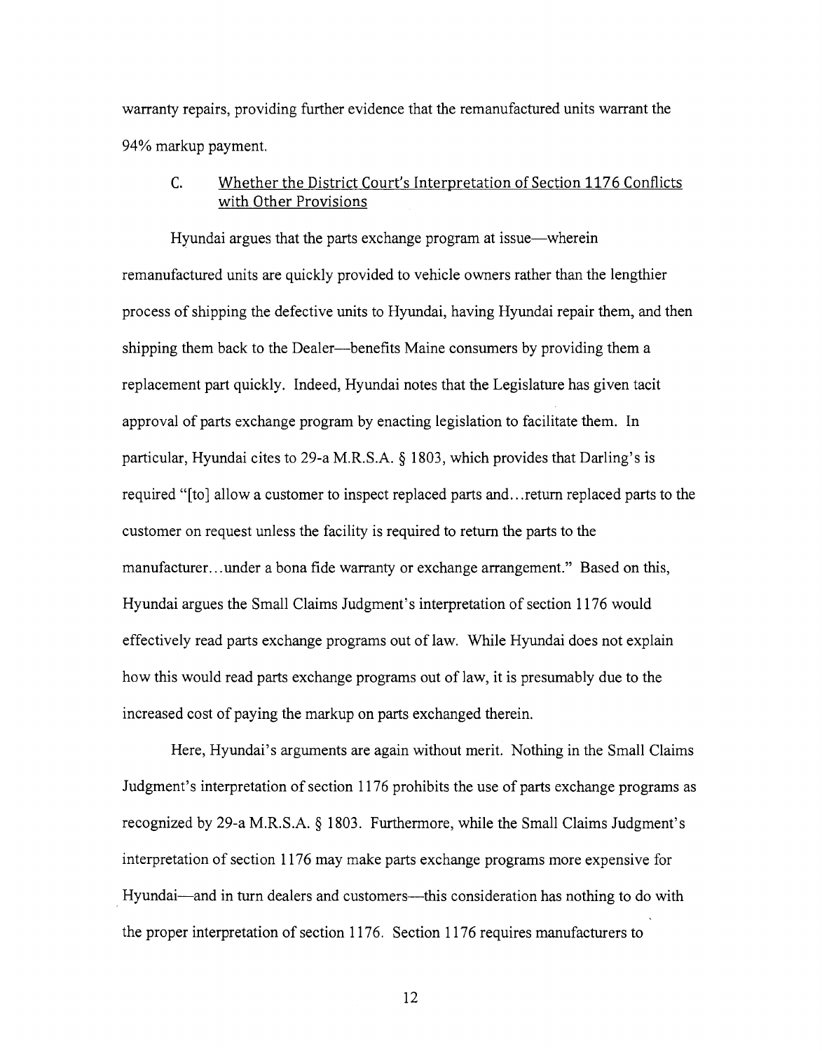warranty repairs, providing further evidence that the remanufactured units warrant the 94% markup payment.

### C. Whether the District Court's Interpretation of Section 1176 Conflicts with Other Provisions

Hyundai argues that the parts exchange program at issue—wherein remanufactured units are quickly provided to vehicle owners rather than the lengthier process of shipping the defective units to Hyundai, having Hyundai repair them, and then shipping them back to the Dealer—benefits Maine consumers by providing them a replacement part quickly. Indeed, Hyundai notes that the Legislature has given tacit approval of parts exchange program by enacting legislation to facilitate them. In particular, Hyundai cites to 29-a M.R.S.A. § 1803, which provides that Darling's is required "[to] allow a customer to inspect replaced parts and…return replaced parts to the customer on request unless the facility is required to return the parts to the manufacturer…under a bona fide warranty or exchange arrangement." Based on this, Hyundai argues the Small Claims Judgment's interpretation of section 1176 would effectively read parts exchange programs out of law. While Hyundai does not explain how this would read parts exchange programs out of law, it is presumably due to the increased cost of paying the markup on parts exchanged therein.

Here, Hyundai's arguments are again without merit. Nothing in the Small Claims Judgment's interpretation of section 1176 prohibits the use of parts exchange programs as recognized by 29-a M.R.S.A. § 1803. Furthermore, while the Small Claims Judgment's interpretation of section 1176 may make parts exchange programs more expensive for Hyundai—and in turn dealers and customers—this consideration has nothing to do with the proper interpretation of section 1176. Section 1176 requires manufacturers to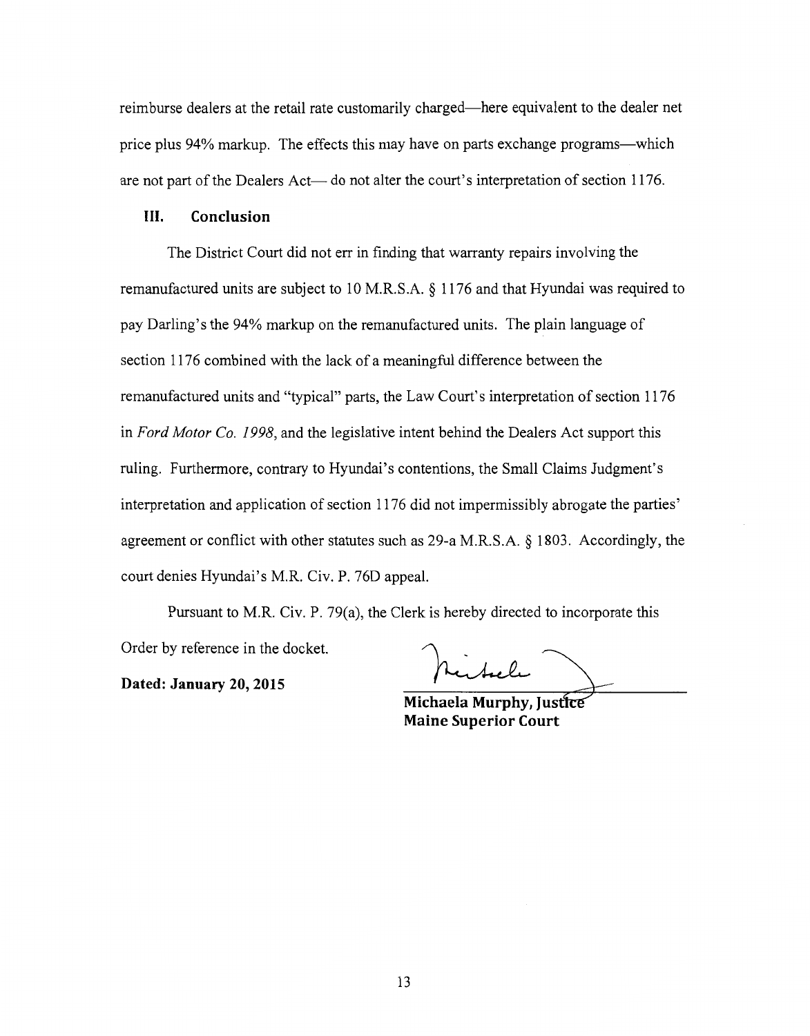reimburse dealers at the retail rate customarily charged—here equivalent to the dealer net price plus 94% markup. The effects this may have on parts exchange programs—which are not part of the Dealers Act— do not alter the court's interpretation of section 1176.

## III. Conclusion

The District Court did not err in finding that warranty repairs involving the remanufactured units are subject to 10 M.R.S.A. § 1176 and that Hyundai was required to pay Darling's the 94% markup on the remanufactured units. The plain language of section 1176 combined with the lack of a meaningful difference between the remanufactured units and "typical" parts, the Law Court's interpretation of section 1176 in *Ford Motor Co. 1998*, and the legislative intent behind the Dealers Act support this ruling. Furthermore, contrary to Hyundai's contentions, the Small Claims Judgment's interpretation and application of section 1176 did not impermissibly abrogate the parties' agreement or conflict with other statutes such as 29-a M.R.S.A. § 1803. Accordingly, the court denies Hyundai's M.R. Civ. P. 76D appeal.

Pursuant to M.R. Civ. P. 79(a), the Clerk is hereby directed to incorporate this Order by reference in the docket.

**Dated: January 20, 2015**

**Michaela Murphy, Justice**
**Maine Superior Court**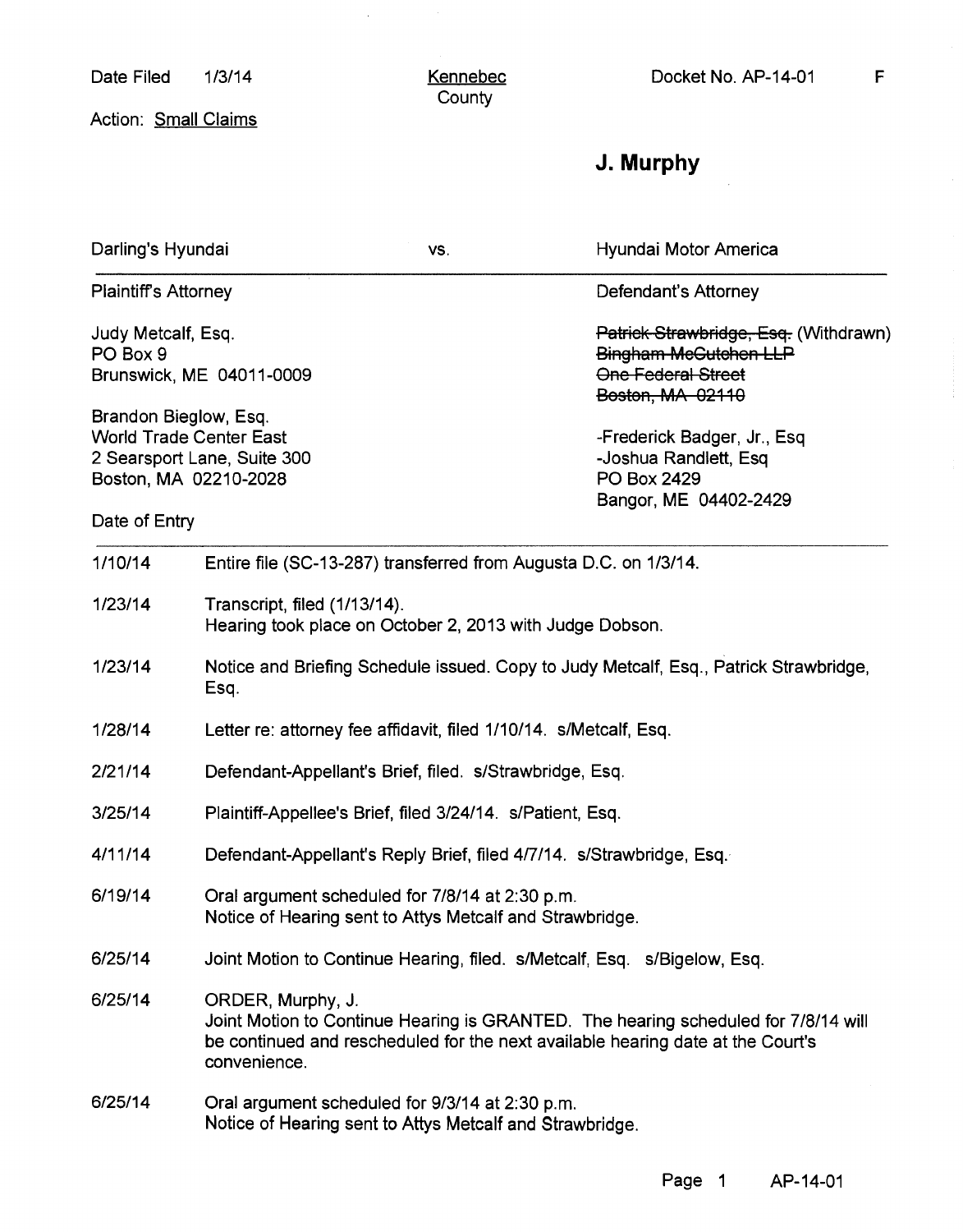Date Filed 1/3/14 | Kennebec County | Docket No. AP-14-01 F

Action: Small Claims

**J. Murphy**

| Darling's Hyundai | vs. | Hyundai Motor America |
|---|---|---|
| Plaintiff's Attorney | | Defendant's Attorney |
| Judy Metcalf, Esq.<br>PO Box 9<br>Brunswick, ME 04011-0009<br><br>Brandon Bieglow, Esq.<br>World Trade Center East<br>2 Searsport Lane, Suite 300<br>Boston, MA 02210-2028 | | ~~Patrick Strawbridge, Esq.~~ (Withdrawn)<br>~~Bingham McCutchen LLP~~<br>~~One Federal Street~~<br>~~Boston, MA 02110~~<br><br>-Frederick Badger, Jr., Esq<br>-Joshua Randlett, Esq<br>PO Box 2429<br>Bangor, ME 04402-2429 |

| Date of Entry | |
|---|---|
| 1/10/14 | Entire file (SC-13-287) transferred from Augusta D.C. on 1/3/14. |
| 1/23/14 | Transcript, filed (1/13/14).<br>Hearing took place on October 2, 2013 with Judge Dobson. |
| 1/23/14 | Notice and Briefing Schedule issued. Copy to Judy Metcalf, Esq., Patrick Strawbridge, Esq. |
| 1/28/14 | Letter re: attorney fee affidavit, filed 1/10/14. s/Metcalf, Esq. |
| 2/21/14 | Defendant-Appellant's Brief, filed. s/Strawbridge, Esq. |
| 3/25/14 | Plaintiff-Appellee's Brief, filed 3/24/14. s/Patient, Esq. |
| 4/11/14 | Defendant-Appellant's Reply Brief, filed 4/7/14. s/Strawbridge, Esq. |
| 6/19/14 | Oral argument scheduled for 7/8/14 at 2:30 p.m.<br>Notice of Hearing sent to Attys Metcalf and Strawbridge. |
| 6/25/14 | Joint Motion to Continue Hearing, filed. s/Metcalf, Esq. s/Bigelow, Esq. |
| 6/25/14 | ORDER, Murphy, J.<br>Joint Motion to Continue Hearing is GRANTED. The hearing scheduled for 7/8/14 will be continued and rescheduled for the next available hearing date at the Court's convenience. |
| 6/25/14 | Oral argument scheduled for 9/3/14 at 2:30 p.m.<br>Notice of Hearing sent to Attys Metcalf and Strawbridge. |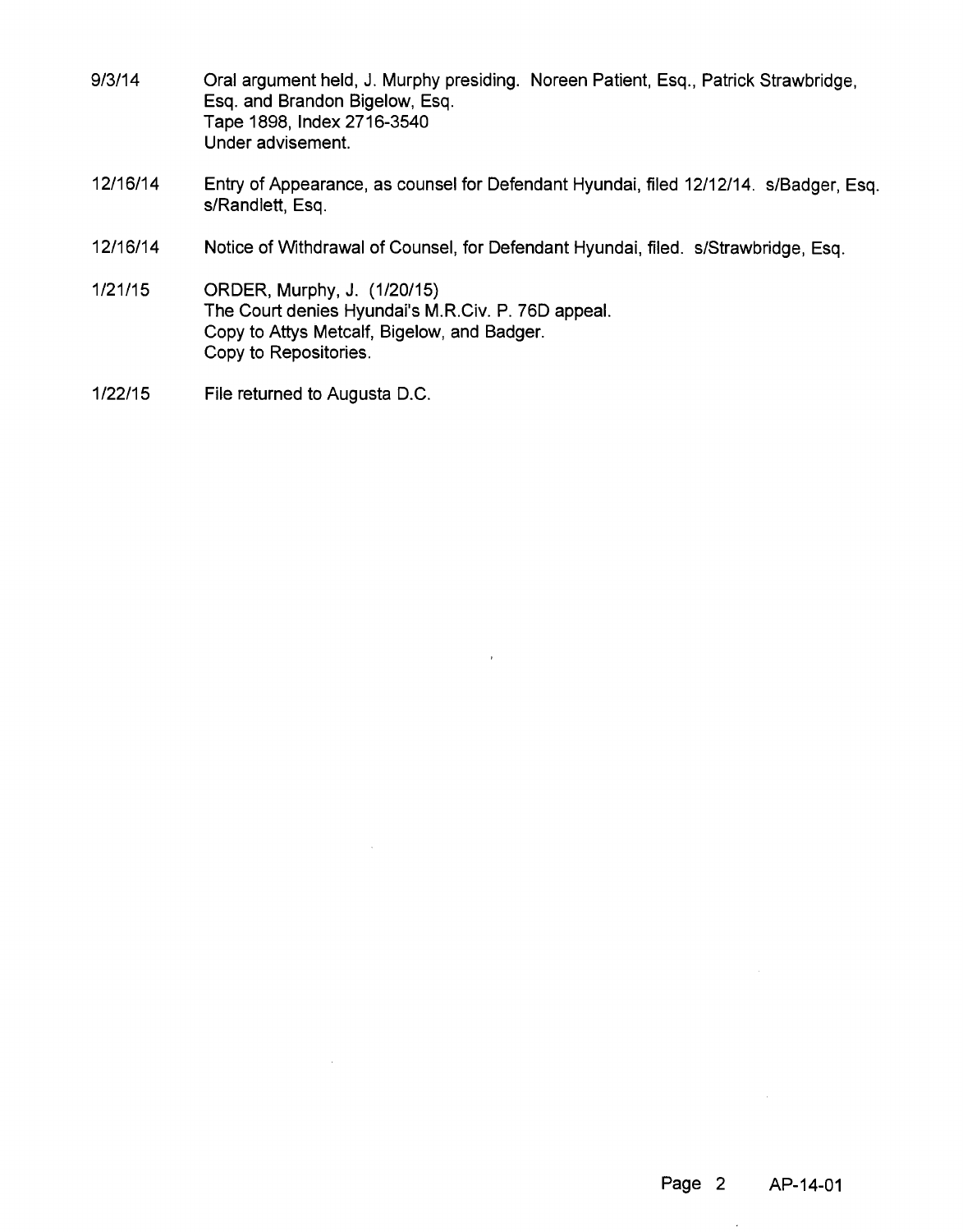| | |
|---|---|
| 9/3/14 | Oral argument held, J. Murphy presiding. Noreen Patient, Esq., Patrick Strawbridge, Esq. and Brandon Bigelow, Esq.<br>Tape 1898, Index 2716-3540<br>Under advisement. |
| 12/16/14 | Entry of Appearance, as counsel for Defendant Hyundai, filed 12/12/14. s/Badger, Esq. s/Randlett, Esq. |
| 12/16/14 | Notice of Withdrawal of Counsel, for Defendant Hyundai, filed. s/Strawbridge, Esq. |
| 1/21/15 | ORDER, Murphy, J. (1/20/15)<br>The Court denies Hyundai's M.R.Civ. P. 76D appeal.<br>Copy to Attys Metcalf, Bigelow, and Badger.<br>Copy to Repositories. |
| 1/22/15 | File returned to Augusta D.C. |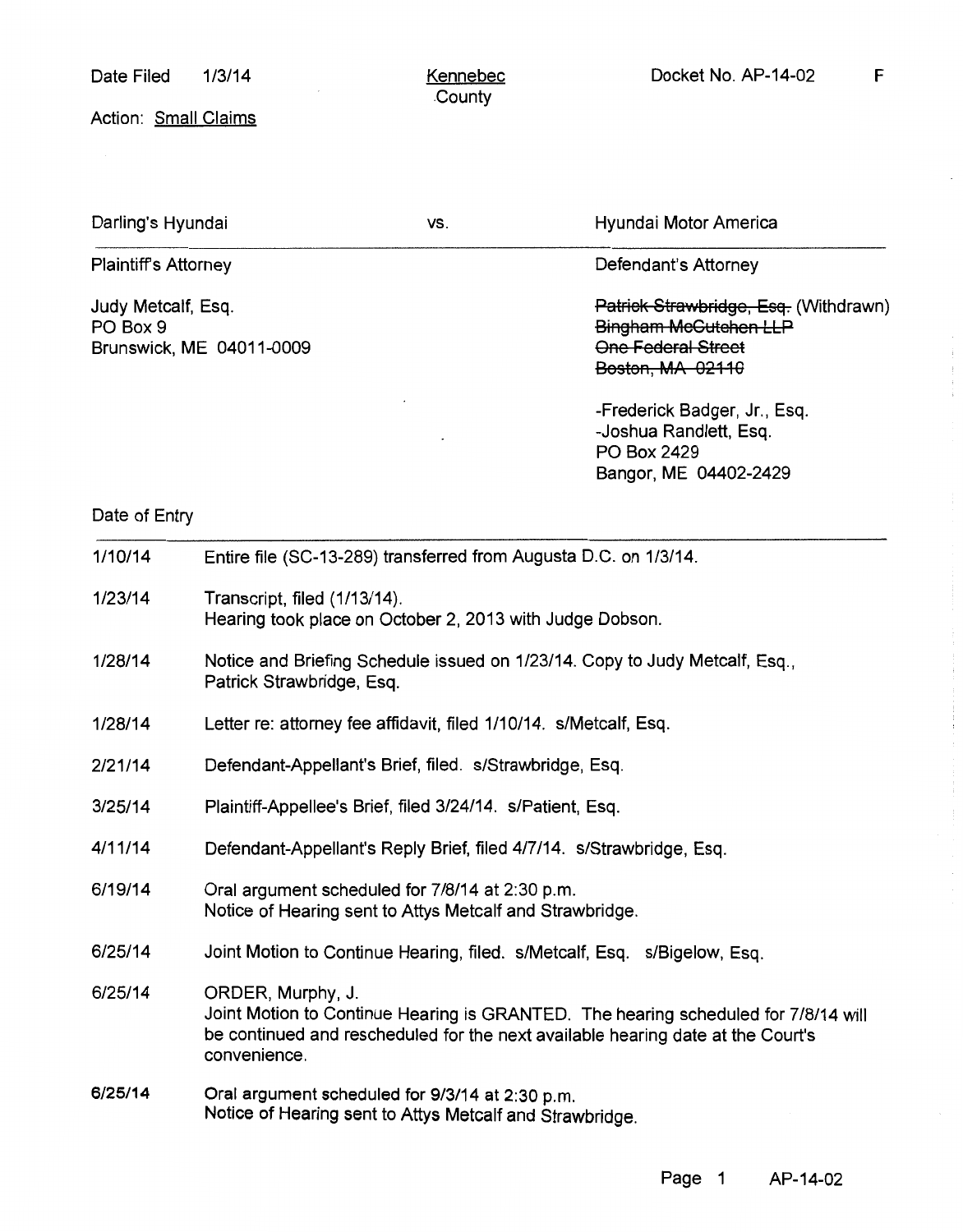Date Filed 1/3/14 | Kennebec County | Docket No. AP-14-02 | F

Action: Small Claims

| Darling's Hyundai | vs. | Hyundai Motor America |
| --- | --- | --- |
| **Plaintiff's Attorney** | | **Defendant's Attorney** |
| Judy Metcalf, Esq.<br>PO Box 9<br>Brunswick, ME 04011-0009 | | ~~Patrick Strawbridge, Esq.~~ (Withdrawn)<br>~~Bingham McCutchen LLP~~<br>~~One Federal Street~~<br>~~Boston, MA 02110~~<br><br>-Frederick Badger, Jr., Esq.<br>-Joshua Randlett, Esq.<br>PO Box 2429<br>Bangor, ME 04402-2429 |

| Date of Entry | |
| --- | --- |
| 1/10/14 | Entire file (SC-13-289) transferred from Augusta D.C. on 1/3/14. |
| 1/23/14 | Transcript, filed (1/13/14).<br>Hearing took place on October 2, 2013 with Judge Dobson. |
| 1/28/14 | Notice and Briefing Schedule issued on 1/23/14. Copy to Judy Metcalf, Esq., Patrick Strawbridge, Esq. |
| 1/28/14 | Letter re: attorney fee affidavit, filed 1/10/14. s/Metcalf, Esq. |
| 2/21/14 | Defendant-Appellant's Brief, filed. s/Strawbridge, Esq. |
| 3/25/14 | Plaintiff-Appellee's Brief, filed 3/24/14. s/Patient, Esq. |
| 4/11/14 | Defendant-Appellant's Reply Brief, filed 4/7/14. s/Strawbridge, Esq. |
| 6/19/14 | Oral argument scheduled for 7/8/14 at 2:30 p.m.<br>Notice of Hearing sent to Attys Metcalf and Strawbridge. |
| 6/25/14 | Joint Motion to Continue Hearing, filed. s/Metcalf, Esq. s/Bigelow, Esq. |
| 6/25/14 | ORDER, Murphy, J.<br>Joint Motion to Continue Hearing is GRANTED. The hearing scheduled for 7/8/14 will be continued and rescheduled for the next available hearing date at the Court's convenience. |
| 6/25/14 | Oral argument scheduled for 9/3/14 at 2:30 p.m.<br>Notice of Hearing sent to Attys Metcalf and Strawbridge. |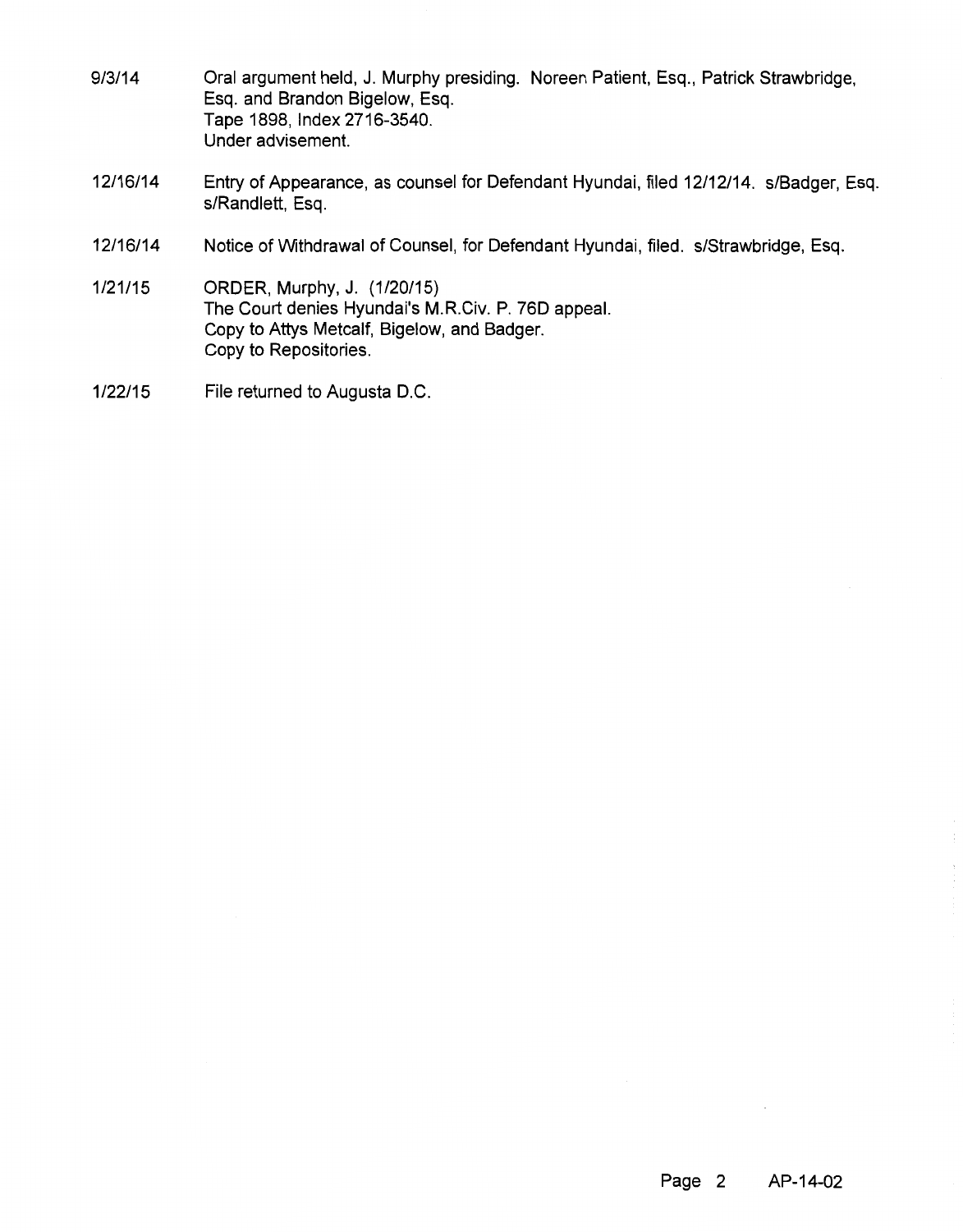| | |
|---|---|
| 9/3/14 | Oral argument held, J. Murphy presiding. Noreen Patient, Esq., Patrick Strawbridge, Esq. and Brandon Bigelow, Esq.<br>Tape 1898, Index 2716-3540.<br>Under advisement. |
| 12/16/14 | Entry of Appearance, as counsel for Defendant Hyundai, filed 12/12/14. s/Badger, Esq. s/Randlett, Esq. |
| 12/16/14 | Notice of Withdrawal of Counsel, for Defendant Hyundai, filed. s/Strawbridge, Esq. |
| 1/21/15 | ORDER, Murphy, J. (1/20/15)<br>The Court denies Hyundai's M.R.Civ. P. 76D appeal.<br>Copy to Attys Metcalf, Bigelow, and Badger.<br>Copy to Repositories. |
| 1/22/15 | File returned to Augusta D.C. |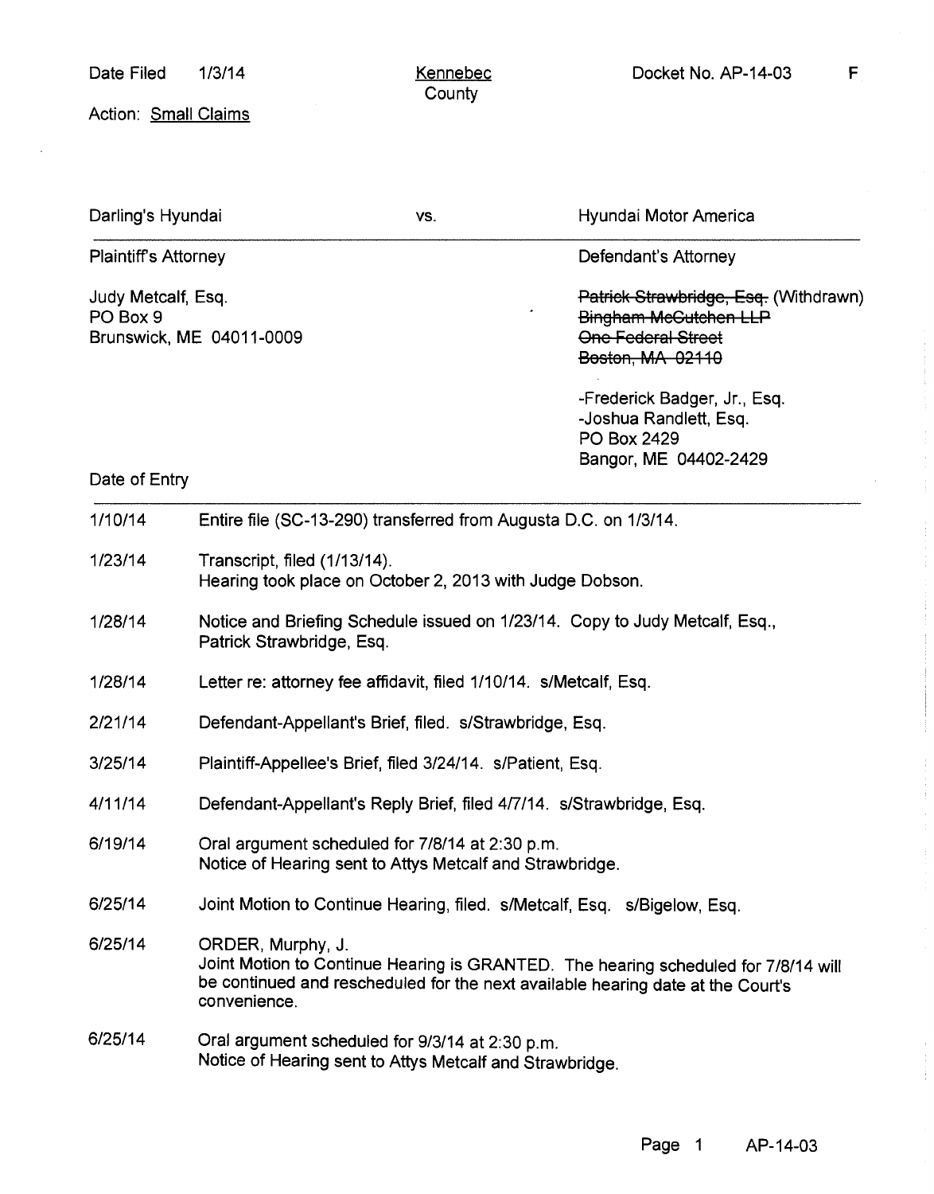Date Filed 1/3/14 | Kennebec County | Docket No. AP-14-03 | F

Action: Small Claims

| Darling's Hyundai | vs. | Hyundai Motor America |
|---|---|---|
| **Plaintiff's Attorney** | | **Defendant's Attorney** |
| Judy Metcalf, Esq.<br>PO Box 9<br>Brunswick, ME 04011-0009 | | ~~Patrick Strawbridge, Esq.~~ (Withdrawn)<br>~~Bingham McCutchen LLP~~<br>~~One Federal Street~~<br>~~Boston, MA 02110~~<br><br>-Frederick Badger, Jr., Esq.<br>-Joshua Randlett, Esq.<br>PO Box 2429<br>Bangor, ME 04402-2429 |

| Date of Entry | |
|---|---|
| 1/10/14 | Entire file (SC-13-290) transferred from Augusta D.C. on 1/3/14. |
| 1/23/14 | Transcript, filed (1/13/14).<br>Hearing took place on October 2, 2013 with Judge Dobson. |
| 1/28/14 | Notice and Briefing Schedule issued on 1/23/14. Copy to Judy Metcalf, Esq., Patrick Strawbridge, Esq. |
| 1/28/14 | Letter re: attorney fee affidavit, filed 1/10/14. s/Metcalf, Esq. |
| 2/21/14 | Defendant-Appellant's Brief, filed. s/Strawbridge, Esq. |
| 3/25/14 | Plaintiff-Appellee's Brief, filed 3/24/14. s/Patient, Esq. |
| 4/11/14 | Defendant-Appellant's Reply Brief, filed 4/7/14. s/Strawbridge, Esq. |
| 6/19/14 | Oral argument scheduled for 7/8/14 at 2:30 p.m.<br>Notice of Hearing sent to Attys Metcalf and Strawbridge. |
| 6/25/14 | Joint Motion to Continue Hearing, filed. s/Metcalf, Esq. s/Bigelow, Esq. |
| 6/25/14 | ORDER, Murphy, J.<br>Joint Motion to Continue Hearing is GRANTED. The hearing scheduled for 7/8/14 will be continued and rescheduled for the next available hearing date at the Court's convenience. |
| 6/25/14 | Oral argument scheduled for 9/3/14 at 2:30 p.m.<br>Notice of Hearing sent to Attys Metcalf and Strawbridge. |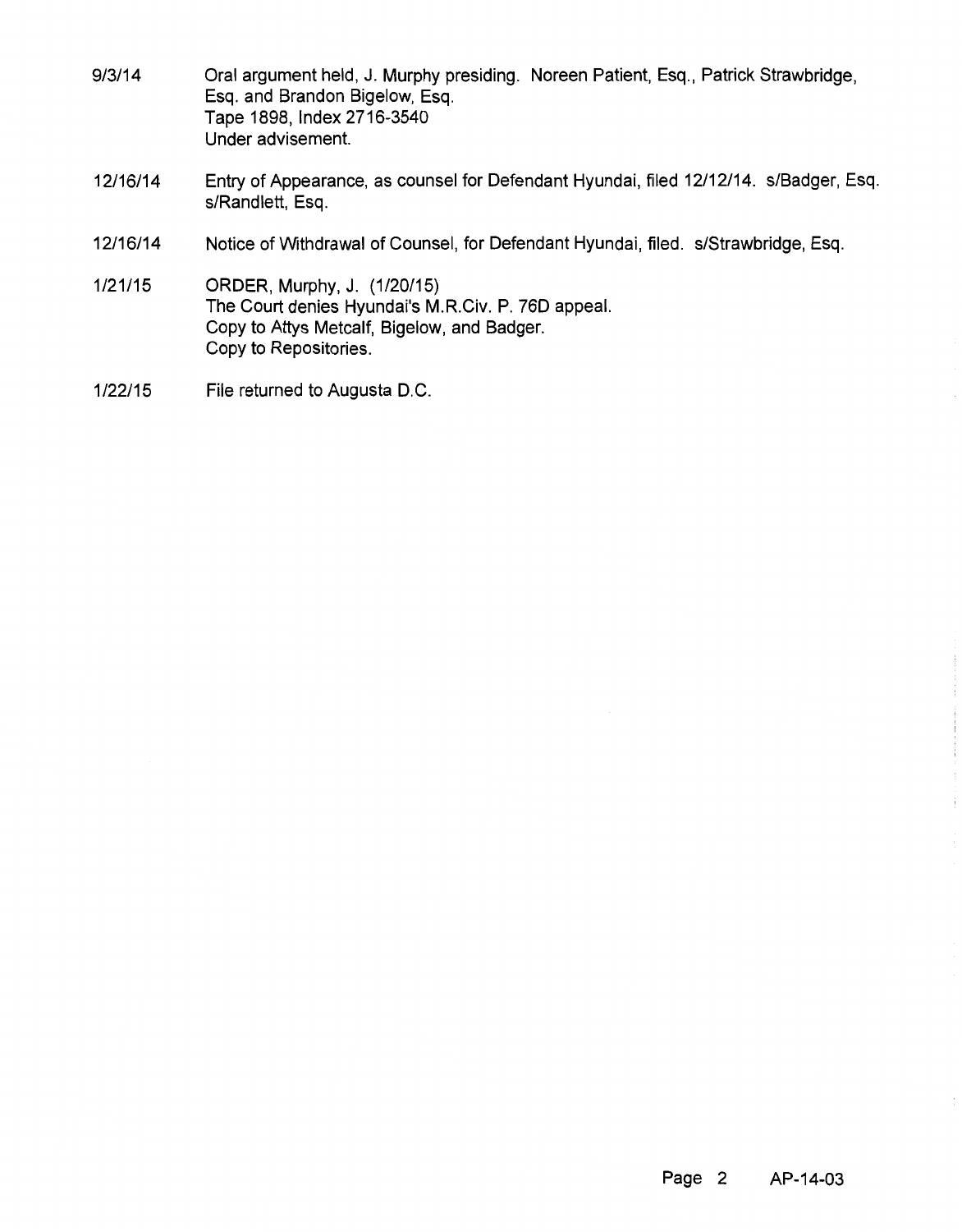| | |
|---|---|
| 9/3/14 | Oral argument held, J. Murphy presiding. Noreen Patient, Esq., Patrick Strawbridge, Esq. and Brandon Bigelow, Esq.<br>Tape 1898, Index 2716-3540<br>Under advisement. |
| 12/16/14 | Entry of Appearance, as counsel for Defendant Hyundai, filed 12/12/14. s/Badger, Esq. s/Randlett, Esq. |
| 12/16/14 | Notice of Withdrawal of Counsel, for Defendant Hyundai, filed. s/Strawbridge, Esq. |
| 1/21/15 | ORDER, Murphy, J. (1/20/15)<br>The Court denies Hyundai's M.R.Civ. P. 76D appeal.<br>Copy to Attys Metcalf, Bigelow, and Badger.<br>Copy to Repositories. |
| 1/22/15 | File returned to Augusta D.C. |

AP-14-03